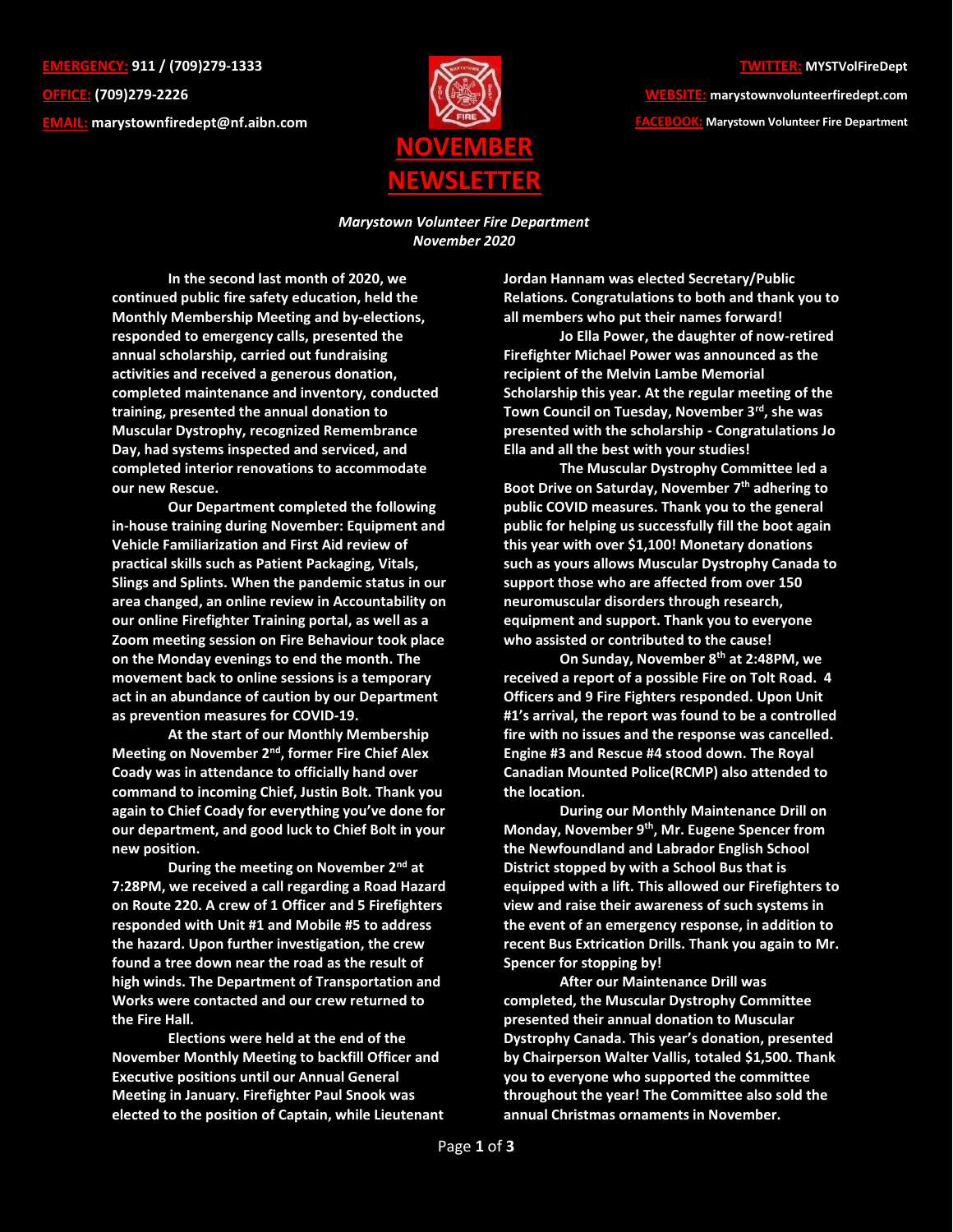**EMERGENCY:** 911 / (709)279-1333

**OFFICE:** (709)279-2226

**EMAIL:** marystownfiredept@nf.aibn.com

**TWITTER:** MYSTVolFireDept

**WEBSITE:** marystownvolunteerfiredept.com

**FACEBOOK:** Marystown Volunteer Fire Department

# NOVEMBER NEWSLETTER

*Marystown Volunteer Fire Department*
*November 2020*

In the second last month of 2020, we continued public fire safety education, held the Monthly Membership Meeting and by-elections, responded to emergency calls, presented the annual scholarship, carried out fundraising activities and received a generous donation, completed maintenance and inventory, conducted training, presented the annual donation to Muscular Dystrophy, recognized Remembrance Day, had systems inspected and serviced, and completed interior renovations to accommodate our new Rescue.

Our Department completed the following in-house training during November: Equipment and Vehicle Familiarization and First Aid review of practical skills such as Patient Packaging, Vitals, Slings and Splints. When the pandemic status in our area changed, an online review in Accountability on our online Firefighter Training portal, as well as a Zoom meeting session on Fire Behaviour took place on the Monday evenings to end the month. The movement back to online sessions is a temporary act in an abundance of caution by our Department as prevention measures for COVID-19.

At the start of our Monthly Membership Meeting on November 2nd, former Fire Chief Alex Coady was in attendance to officially hand over command to incoming Chief, Justin Bolt. Thank you again to Chief Coady for everything you've done for our department, and good luck to Chief Bolt in your new position.

During the meeting on November 2nd at 7:28PM, we received a call regarding a Road Hazard on Route 220. A crew of 1 Officer and 5 Firefighters responded with Unit #1 and Mobile #5 to address the hazard. Upon further investigation, the crew found a tree down near the road as the result of high winds. The Department of Transportation and Works were contacted and our crew returned to the Fire Hall.

Elections were held at the end of the November Monthly Meeting to backfill Officer and Executive positions until our Annual General Meeting in January. Firefighter Paul Snook was elected to the position of Captain, while Lieutenant Jordan Hannam was elected Secretary/Public Relations. Congratulations to both and thank you to all members who put their names forward!

Jo Ella Power, the daughter of now-retired Firefighter Michael Power was announced as the recipient of the Melvin Lambe Memorial Scholarship this year. At the regular meeting of the Town Council on Tuesday, November 3rd, she was presented with the scholarship - Congratulations Jo Ella and all the best with your studies!

The Muscular Dystrophy Committee led a Boot Drive on Saturday, November 7th adhering to public COVID measures. Thank you to the general public for helping us successfully fill the boot again this year with over $1,100! Monetary donations such as yours allows Muscular Dystrophy Canada to support those who are affected from over 150 neuromuscular disorders through research, equipment and support. Thank you to everyone who assisted or contributed to the cause!

On Sunday, November 8th at 2:48PM, we received a report of a possible Fire on Tolt Road. 4 Officers and 9 Fire Fighters responded. Upon Unit #1's arrival, the report was found to be a controlled fire with no issues and the response was cancelled. Engine #3 and Rescue #4 stood down. The Royal Canadian Mounted Police(RCMP) also attended to the location.

During our Monthly Maintenance Drill on Monday, November 9th, Mr. Eugene Spencer from the Newfoundland and Labrador English School District stopped by with a School Bus that is equipped with a lift. This allowed our Firefighters to view and raise their awareness of such systems in the event of an emergency response, in addition to recent Bus Extrication Drills. Thank you again to Mr. Spencer for stopping by!

After our Maintenance Drill was completed, the Muscular Dystrophy Committee presented their annual donation to Muscular Dystrophy Canada. This year's donation, presented by Chairperson Walter Vallis, totaled $1,500. Thank you to everyone who supported the committee throughout the year! The Committee also sold the annual Christmas ornaments in November.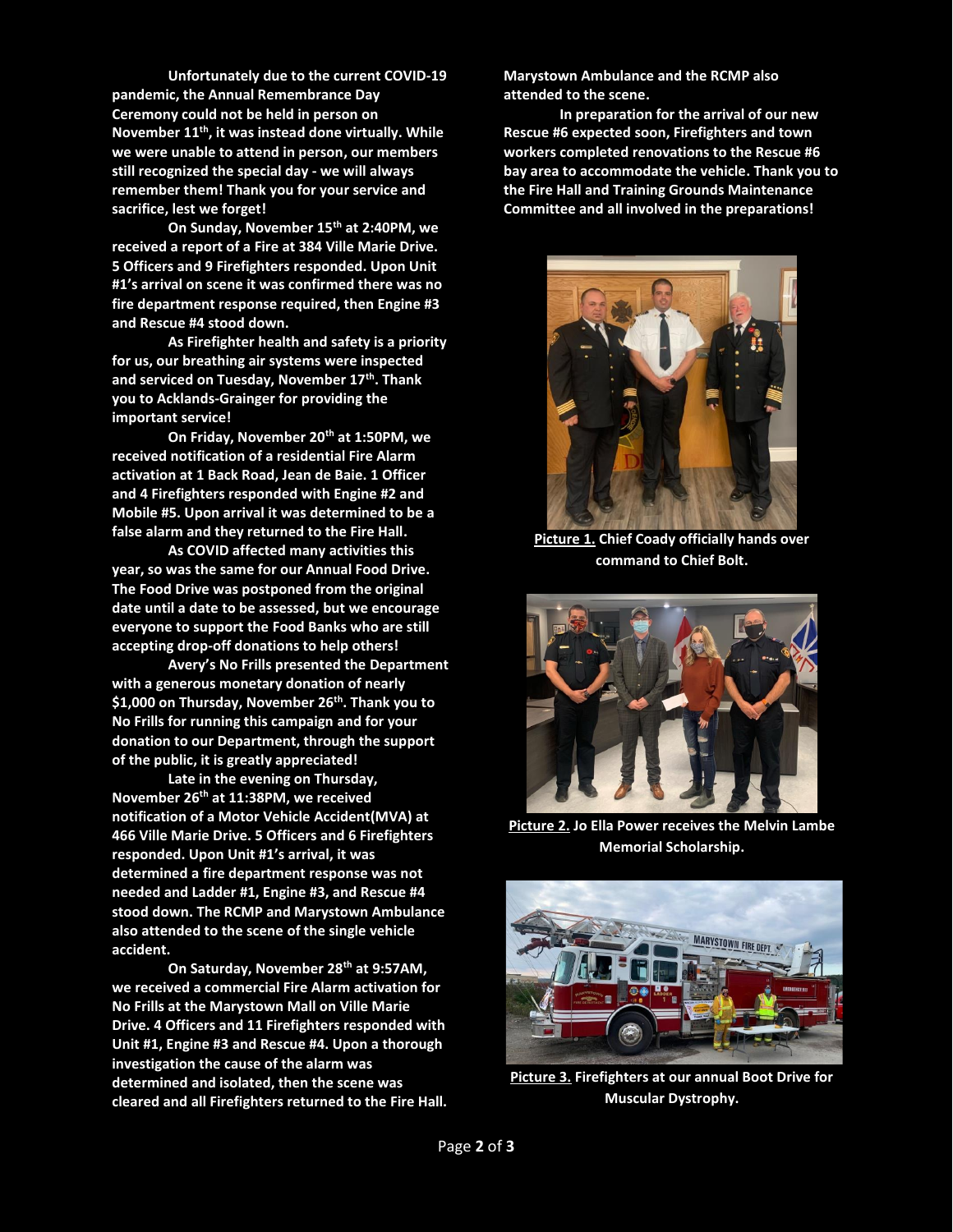**Unfortunately due to the current COVID-19 pandemic, the Annual Remembrance Day Ceremony could not be held in person on November 11th, it was instead done virtually. While we were unable to attend in person, our members still recognized the special day - we will always remember them! Thank you for your service and sacrifice, lest we forget!**

**On Sunday, November 15th at 2:40PM, we received a report of a Fire at 384 Ville Marie Drive. 5 Officers and 9 Firefighters responded. Upon Unit #1's arrival on scene it was confirmed there was no fire department response required, then Engine #3 and Rescue #4 stood down.**

**As Firefighter health and safety is a priority for us, our breathing air systems were inspected and serviced on Tuesday, November 17th. Thank you to Acklands-Grainger for providing the important service!**

**On Friday, November 20th at 1:50PM, we received notification of a residential Fire Alarm activation at 1 Back Road, Jean de Baie. 1 Officer and 4 Firefighters responded with Engine #2 and Mobile #5. Upon arrival it was determined to be a false alarm and they returned to the Fire Hall.**

**As COVID affected many activities this year, so was the same for our Annual Food Drive. The Food Drive was postponed from the original date until a date to be assessed, but we encourage everyone to support the Food Banks who are still accepting drop-off donations to help others!**

**Avery's No Frills presented the Department with a generous monetary donation of nearly $1,000 on Thursday, November 26th. Thank you to No Frills for running this campaign and for your donation to our Department, through the support of the public, it is greatly appreciated!**

**Late in the evening on Thursday, November 26th at 11:38PM, we received notification of a Motor Vehicle Accident(MVA) at 466 Ville Marie Drive. 5 Officers and 6 Firefighters responded. Upon Unit #1's arrival, it was determined a fire department response was not needed and Ladder #1, Engine #3, and Rescue #4 stood down. The RCMP and Marystown Ambulance also attended to the scene of the single vehicle accident.**

**On Saturday, November 28th at 9:57AM, we received a commercial Fire Alarm activation for No Frills at the Marystown Mall on Ville Marie Drive. 4 Officers and 11 Firefighters responded with Unit #1, Engine #3 and Rescue #4. Upon a thorough investigation the cause of the alarm was determined and isolated, then the scene was cleared and all Firefighters returned to the Fire Hall. Marystown Ambulance and the RCMP also attended to the scene.**

**In preparation for the arrival of our new Rescue #6 expected soon, Firefighters and town workers completed renovations to the Rescue #6 bay area to accommodate the vehicle. Thank you to the Fire Hall and Training Grounds Maintenance Committee and all involved in the preparations!**

**Picture 1.** **Chief Coady officially hands over command to Chief Bolt.**

**Picture 2.** **Jo Ella Power receives the Melvin Lambe Memorial Scholarship.**

**Picture 3.** **Firefighters at our annual Boot Drive for Muscular Dystrophy.**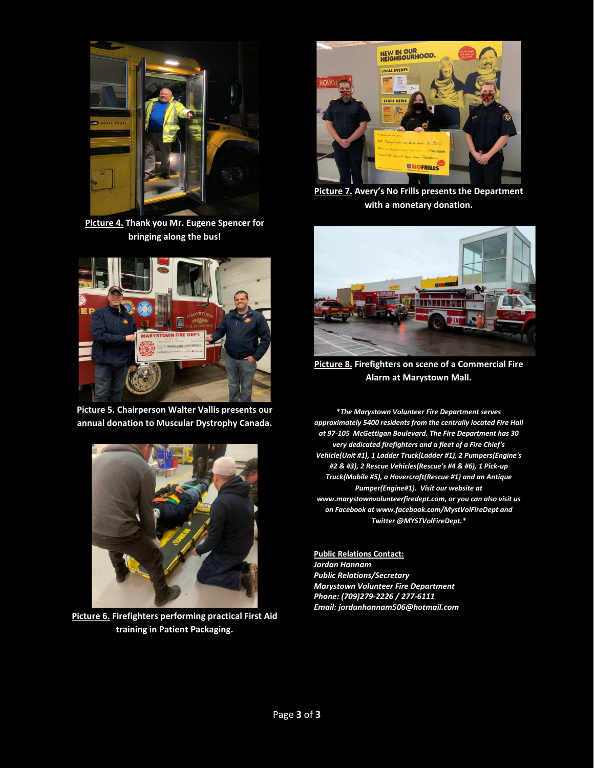**<u>Picture 4.</u> Thank you Mr. Eugene Spencer for bringing along the bus!**

**<u>Picture 5.</u> Chairperson Walter Vallis presents our annual donation to Muscular Dystrophy Canada.**

**<u>Picture 6.</u> Firefighters performing practical First Aid training in Patient Packaging.**

**<u>Picture 7.</u> Avery's No Frills presents the Department with a monetary donation.**

**<u>Picture 8.</u> Firefighters on scene of a Commercial Fire Alarm at Marystown Mall.**

***The Marystown Volunteer Fire Department serves approximately 5400 residents from the centrally located Fire Hall at 97-105 McGettigan Boulevard. The Fire Department has 30 very dedicated firefighters and a fleet of a Fire Chief's Vehicle(Unit #1), 1 Ladder Truck(Ladder #1), 2 Pumpers(Engine's #2 & #3), 2 Rescue Vehicles(Rescue's #4 & #6), 1 Pick-up Truck(Mobile #5), a Hovercraft(Rescue #1) and an Antique Pumper(Engine#1). Visit our website at www.marystownvolunteerfiredept.com, or you can also visit us on Facebook at www.facebook.com/MystVolFireDept and Twitter @MYSTVolFireDept.***

**<u>Public Relations Contact:</u>**
***Jordan Hannam***
***Public Relations/Secretary***
***Marystown Volunteer Fire Department***
***Phone: (709)279-2226 / 277-6111***
***Email: jordanhannam506@hotmail.com***